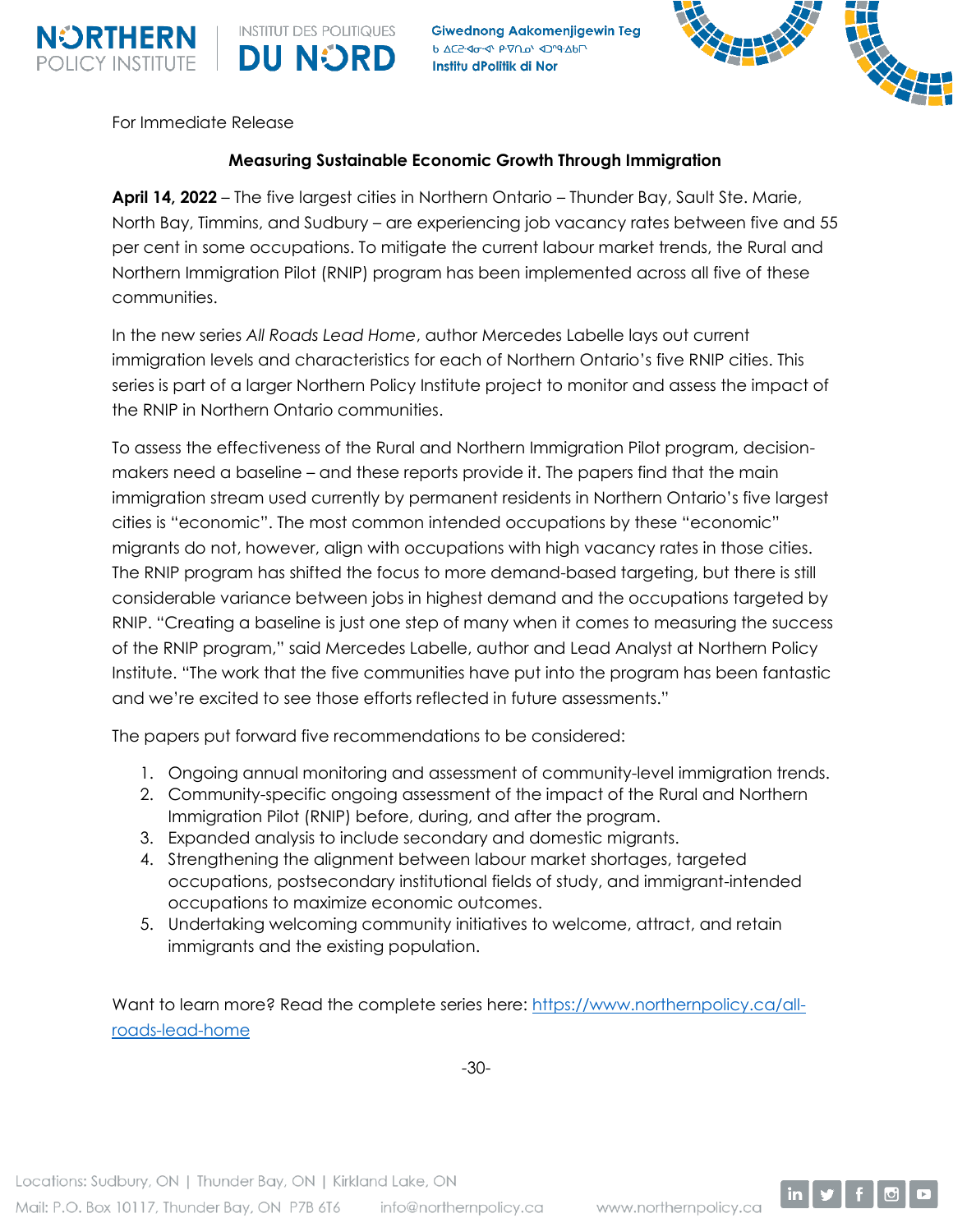For Immediate Release

**Measuring Sustainable Economic Growth Through Immigration**

**April 14, 2022** – The five largest cities in Northern Ontario – Thunder Bay, Sault Ste. Marie, North Bay, Timmins, and Sudbury – are experiencing job vacancy rates between five and 55 per cent in some occupations. To mitigate the current labour market trends, the Rural and Northern Immigration Pilot (RNIP) program has been implemented across all five of these communities.

In the new series *All Roads Lead Home*, author Mercedes Labelle lays out current immigration levels and characteristics for each of Northern Ontario's five RNIP cities. This series is part of a larger Northern Policy Institute project to monitor and assess the impact of the RNIP in Northern Ontario communities.

To assess the effectiveness of the Rural and Northern Immigration Pilot program, decision-makers need a baseline – and these reports provide it. The papers find that the main immigration stream used currently by permanent residents in Northern Ontario's five largest cities is "economic". The most common intended occupations by these "economic" migrants do not, however, align with occupations with high vacancy rates in those cities. The RNIP program has shifted the focus to more demand-based targeting, but there is still considerable variance between jobs in highest demand and the occupations targeted by RNIP. "Creating a baseline is just one step of many when it comes to measuring the success of the RNIP program," said Mercedes Labelle, author and Lead Analyst at Northern Policy Institute. "The work that the five communities have put into the program has been fantastic and we're excited to see those efforts reflected in future assessments."

The papers put forward five recommendations to be considered:

1. Ongoing annual monitoring and assessment of community-level immigration trends.
2. Community-specific ongoing assessment of the impact of the Rural and Northern Immigration Pilot (RNIP) before, during, and after the program.
3. Expanded analysis to include secondary and domestic migrants.
4. Strengthening the alignment between labour market shortages, targeted occupations, postsecondary institutional fields of study, and immigrant-intended occupations to maximize economic outcomes.
5. Undertaking welcoming community initiatives to welcome, attract, and retain immigrants and the existing population.

Want to learn more? Read the complete series here: [https://www.northernpolicy.ca/all-roads-lead-home](https://www.northernpolicy.ca/all-roads-lead-home)

-30-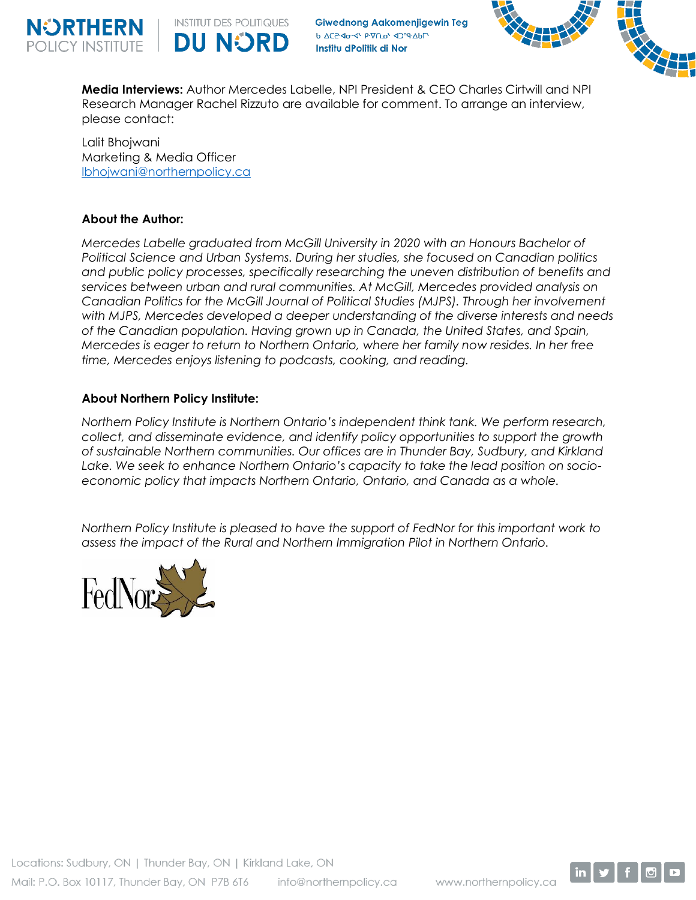**Media Interviews:** Author Mercedes Labelle, NPI President & CEO Charles Cirtwill and NPI Research Manager Rachel Rizzuto are available for comment. To arrange an interview, please contact:

Lalit Bhojwani
Marketing & Media Officer
lbhojwani@northernpolicy.ca

**About the Author:**

*Mercedes Labelle graduated from McGill University in 2020 with an Honours Bachelor of Political Science and Urban Systems. During her studies, she focused on Canadian politics and public policy processes, specifically researching the uneven distribution of benefits and services between urban and rural communities. At McGill, Mercedes provided analysis on Canadian Politics for the McGill Journal of Political Studies (MJPS). Through her involvement with MJPS, Mercedes developed a deeper understanding of the diverse interests and needs of the Canadian population. Having grown up in Canada, the United States, and Spain, Mercedes is eager to return to Northern Ontario, where her family now resides. In her free time, Mercedes enjoys listening to podcasts, cooking, and reading.*

**About Northern Policy Institute:**

*Northern Policy Institute is Northern Ontario's independent think tank. We perform research, collect, and disseminate evidence, and identify policy opportunities to support the growth of sustainable Northern communities. Our offices are in Thunder Bay, Sudbury, and Kirkland Lake. We seek to enhance Northern Ontario's capacity to take the lead position on socio-economic policy that impacts Northern Ontario, Ontario, and Canada as a whole.*

*Northern Policy Institute is pleased to have the support of FedNor for this important work to assess the impact of the Rural and Northern Immigration Pilot in Northern Ontario.*

FedNor